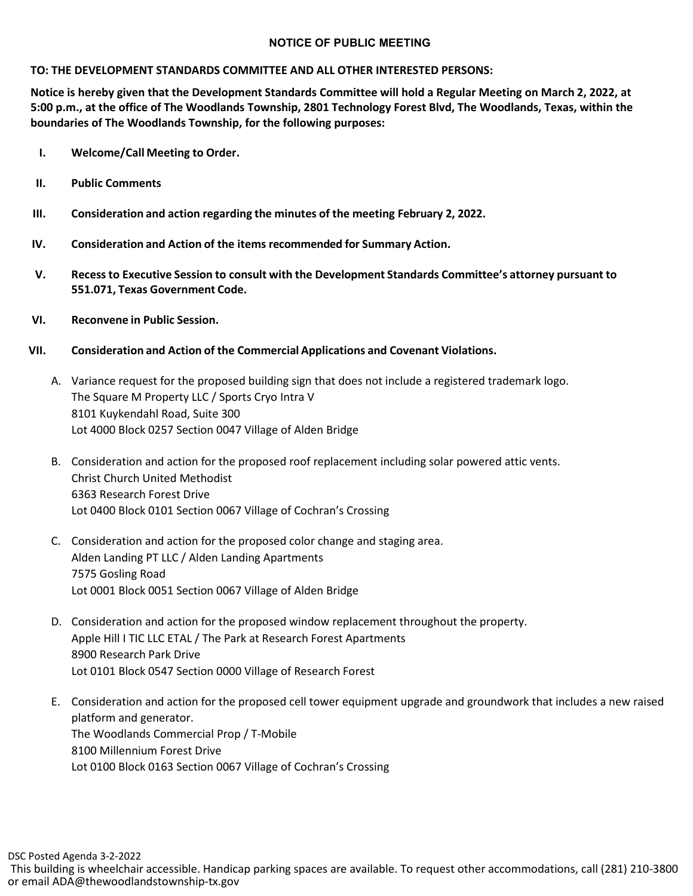# NOTICE OF PUBLIC MEETING

**TO: THE DEVELOPMENT STANDARDS COMMITTEE AND ALL OTHER INTERESTED PERSONS:**

**Notice is hereby given that the Development Standards Committee will hold a Regular Meeting on March 2, 2022, at 5:00 p.m., at the office of The Woodlands Township, 2801 Technology Forest Blvd, The Woodlands, Texas, within the boundaries of The Woodlands Township, for the following purposes:**

**I. Welcome/Call Meeting to Order.**

**II. Public Comments**

**III. Consideration and action regarding the minutes of the meeting February 2, 2022.**

**IV. Consideration and Action of the items recommended for Summary Action.**

**V. Recess to Executive Session to consult with the Development Standards Committee's attorney pursuant to 551.071, Texas Government Code.**

**VI. Reconvene in Public Session.**

**VII. Consideration and Action of the Commercial Applications and Covenant Violations.**

A. Variance request for the proposed building sign that does not include a registered trademark logo.
The Square M Property LLC / Sports Cryo Intra V
8101 Kuykendahl Road, Suite 300
Lot 4000 Block 0257 Section 0047 Village of Alden Bridge

B. Consideration and action for the proposed roof replacement including solar powered attic vents.
Christ Church United Methodist
6363 Research Forest Drive
Lot 0400 Block 0101 Section 0067 Village of Cochran's Crossing

C. Consideration and action for the proposed color change and staging area.
Alden Landing PT LLC / Alden Landing Apartments
7575 Gosling Road
Lot 0001 Block 0051 Section 0067 Village of Alden Bridge

D. Consideration and action for the proposed window replacement throughout the property.
Apple Hill I TIC LLC ETAL / The Park at Research Forest Apartments
8900 Research Park Drive
Lot 0101 Block 0547 Section 0000 Village of Research Forest

E. Consideration and action for the proposed cell tower equipment upgrade and groundwork that includes a new raised platform and generator.
The Woodlands Commercial Prop / T-Mobile
8100 Millennium Forest Drive
Lot 0100 Block 0163 Section 0067 Village of Cochran's Crossing

DSC Posted Agenda 3-2-2022

This building is wheelchair accessible. Handicap parking spaces are available. To request other accommodations, call (281) 210-3800 or email ADA@thewoodlandstownship-tx.gov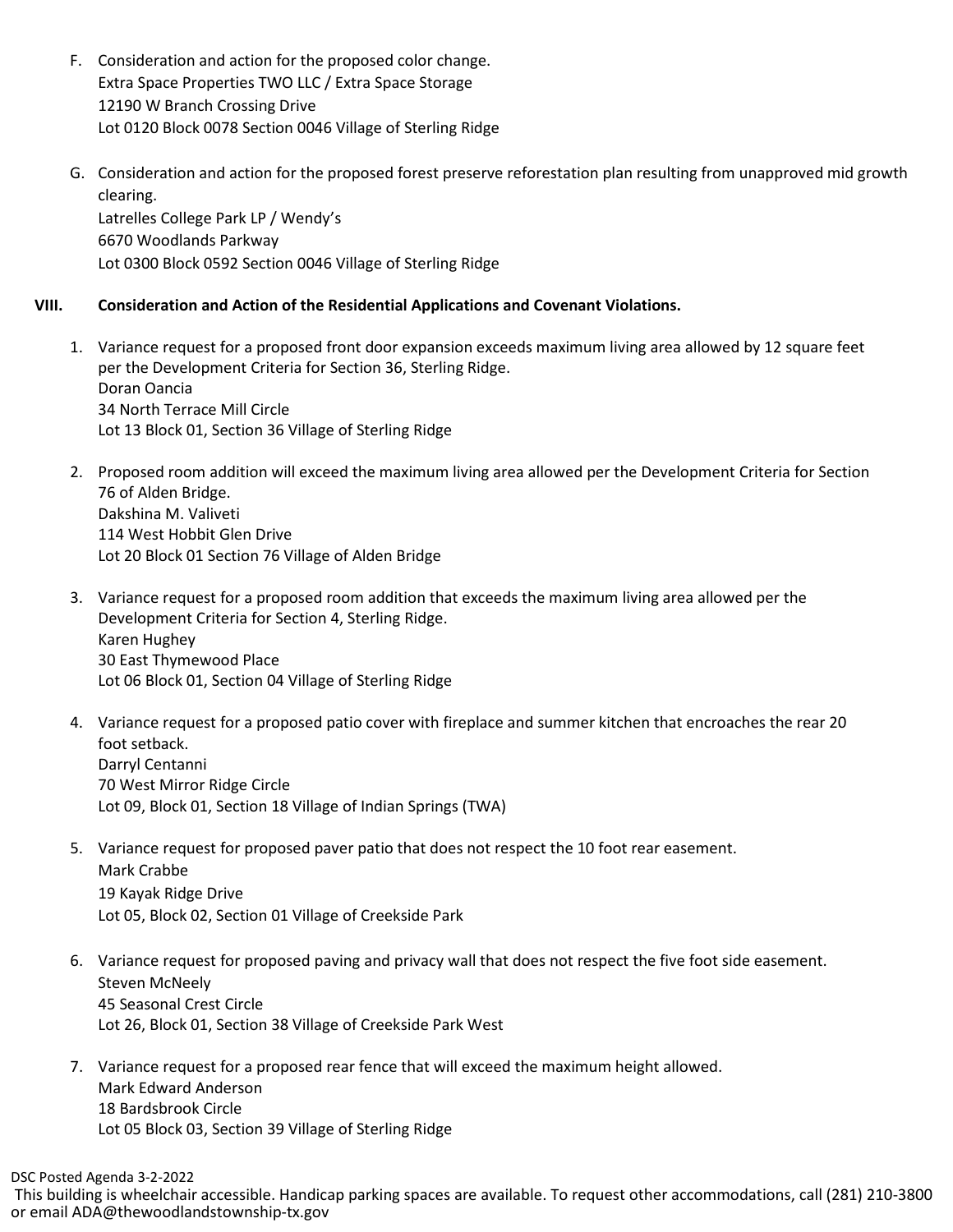F. Consideration and action for the proposed color change.
   Extra Space Properties TWO LLC / Extra Space Storage
   12190 W Branch Crossing Drive
   Lot 0120 Block 0078 Section 0046 Village of Sterling Ridge

G. Consideration and action for the proposed forest preserve reforestation plan resulting from unapproved mid growth clearing.
   Latrelles College Park LP / Wendy's
   6670 Woodlands Parkway
   Lot 0300 Block 0592 Section 0046 Village of Sterling Ridge

## VIII. Consideration and Action of the Residential Applications and Covenant Violations.

1. Variance request for a proposed front door expansion exceeds maximum living area allowed by 12 square feet per the Development Criteria for Section 36, Sterling Ridge.
   Doran Oancia
   34 North Terrace Mill Circle
   Lot 13 Block 01, Section 36 Village of Sterling Ridge

2. Proposed room addition will exceed the maximum living area allowed per the Development Criteria for Section 76 of Alden Bridge.
   Dakshina M. Valiveti
   114 West Hobbit Glen Drive
   Lot 20 Block 01 Section 76 Village of Alden Bridge

3. Variance request for a proposed room addition that exceeds the maximum living area allowed per the Development Criteria for Section 4, Sterling Ridge.
   Karen Hughey
   30 East Thymewood Place
   Lot 06 Block 01, Section 04 Village of Sterling Ridge

4. Variance request for a proposed patio cover with fireplace and summer kitchen that encroaches the rear 20 foot setback.
   Darryl Centanni
   70 West Mirror Ridge Circle
   Lot 09, Block 01, Section 18 Village of Indian Springs (TWA)

5. Variance request for proposed paver patio that does not respect the 10 foot rear easement.
   Mark Crabbe
   19 Kayak Ridge Drive
   Lot 05, Block 02, Section 01 Village of Creekside Park

6. Variance request for proposed paving and privacy wall that does not respect the five foot side easement.
   Steven McNeely
   45 Seasonal Crest Circle
   Lot 26, Block 01, Section 38 Village of Creekside Park West

7. Variance request for a proposed rear fence that will exceed the maximum height allowed.
   Mark Edward Anderson
   18 Bardsbrook Circle
   Lot 05 Block 03, Section 39 Village of Sterling Ridge

DSC Posted Agenda 3-2-2022
This building is wheelchair accessible. Handicap parking spaces are available. To request other accommodations, call (281) 210-3800 or email ADA@thewoodlandstownship-tx.gov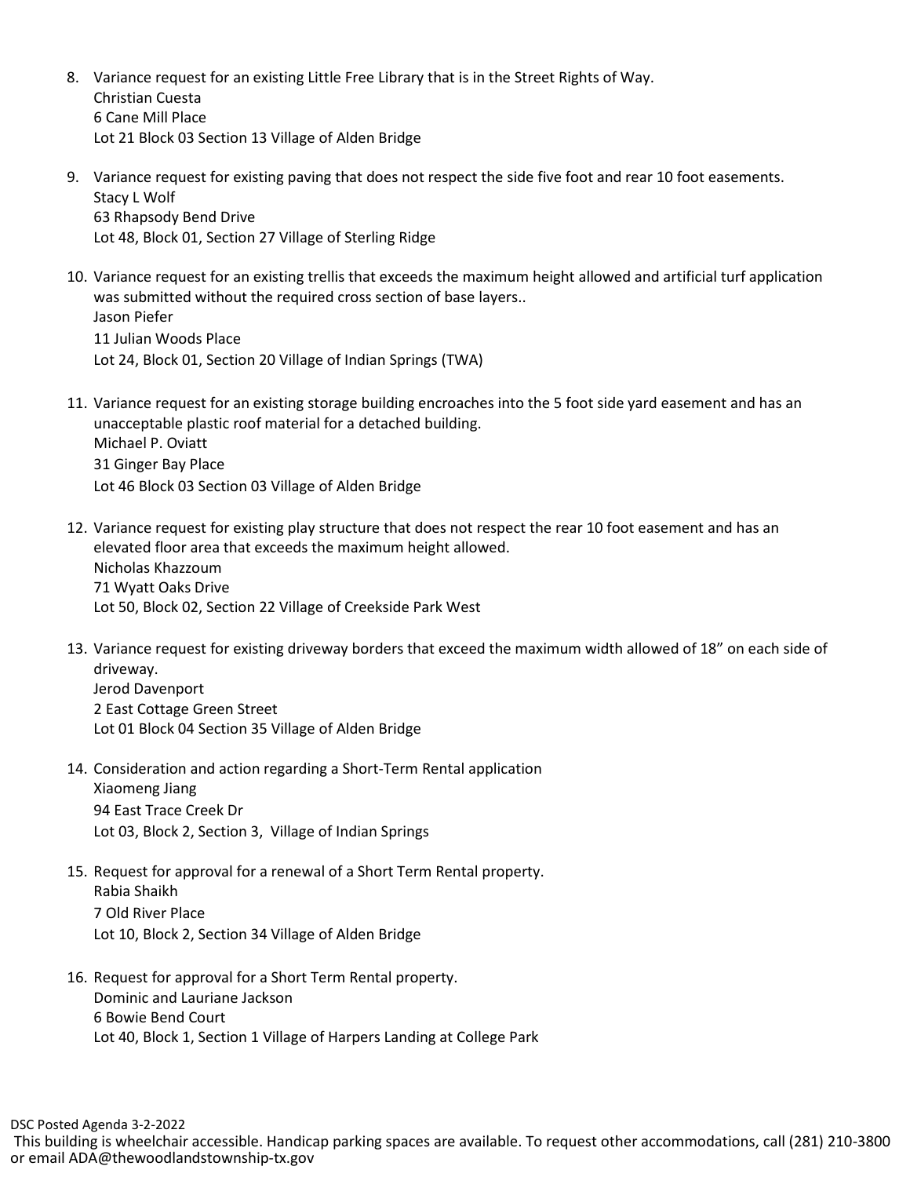8. Variance request for an existing Little Free Library that is in the Street Rights of Way.
   Christian Cuesta
   6 Cane Mill Place
   Lot 21 Block 03 Section 13 Village of Alden Bridge

9. Variance request for existing paving that does not respect the side five foot and rear 10 foot easements.
   Stacy L Wolf
   63 Rhapsody Bend Drive
   Lot 48, Block 01, Section 27 Village of Sterling Ridge

10. Variance request for an existing trellis that exceeds the maximum height allowed and artificial turf application was submitted without the required cross section of base layers..
    Jason Piefer
    11 Julian Woods Place
    Lot 24, Block 01, Section 20 Village of Indian Springs (TWA)

11. Variance request for an existing storage building encroaches into the 5 foot side yard easement and has an unacceptable plastic roof material for a detached building.
    Michael P. Oviatt
    31 Ginger Bay Place
    Lot 46 Block 03 Section 03 Village of Alden Bridge

12. Variance request for existing play structure that does not respect the rear 10 foot easement and has an elevated floor area that exceeds the maximum height allowed.
    Nicholas Khazzoum
    71 Wyatt Oaks Drive
    Lot 50, Block 02, Section 22 Village of Creekside Park West

13. Variance request for existing driveway borders that exceed the maximum width allowed of 18" on each side of driveway.
    Jerod Davenport
    2 East Cottage Green Street
    Lot 01 Block 04 Section 35 Village of Alden Bridge

14. Consideration and action regarding a Short-Term Rental application
    Xiaomeng Jiang
    94 East Trace Creek Dr
    Lot 03, Block 2, Section 3, Village of Indian Springs

15. Request for approval for a renewal of a Short Term Rental property.
    Rabia Shaikh
    7 Old River Place
    Lot 10, Block 2, Section 34 Village of Alden Bridge

16. Request for approval for a Short Term Rental property.
    Dominic and Lauriane Jackson
    6 Bowie Bend Court
    Lot 40, Block 1, Section 1 Village of Harpers Landing at College Park

DSC Posted Agenda 3-2-2022
This building is wheelchair accessible. Handicap parking spaces are available. To request other accommodations, call (281) 210-3800 or email ADA@thewoodlandstownship-tx.gov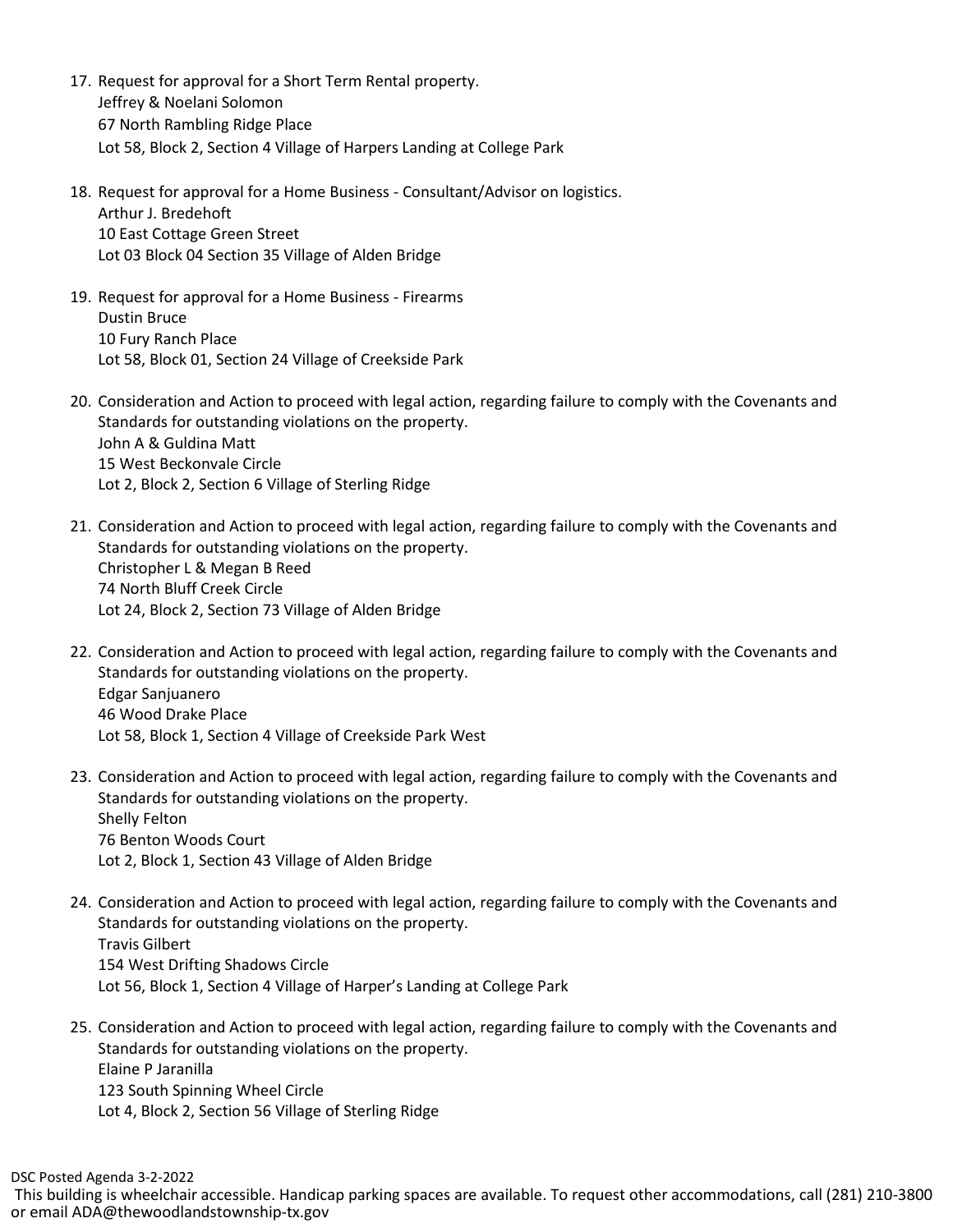17. Request for approval for a Short Term Rental property.
    Jeffrey & Noelani Solomon
    67 North Rambling Ridge Place
    Lot 58, Block 2, Section 4 Village of Harpers Landing at College Park

18. Request for approval for a Home Business - Consultant/Advisor on logistics.
    Arthur J. Bredehoft
    10 East Cottage Green Street
    Lot 03 Block 04 Section 35 Village of Alden Bridge

19. Request for approval for a Home Business - Firearms
    Dustin Bruce
    10 Fury Ranch Place
    Lot 58, Block 01, Section 24 Village of Creekside Park

20. Consideration and Action to proceed with legal action, regarding failure to comply with the Covenants and Standards for outstanding violations on the property.
    John A & Guldina Matt
    15 West Beckonvale Circle
    Lot 2, Block 2, Section 6 Village of Sterling Ridge

21. Consideration and Action to proceed with legal action, regarding failure to comply with the Covenants and Standards for outstanding violations on the property.
    Christopher L & Megan B Reed
    74 North Bluff Creek Circle
    Lot 24, Block 2, Section 73 Village of Alden Bridge

22. Consideration and Action to proceed with legal action, regarding failure to comply with the Covenants and Standards for outstanding violations on the property.
    Edgar Sanjuanero
    46 Wood Drake Place
    Lot 58, Block 1, Section 4 Village of Creekside Park West

23. Consideration and Action to proceed with legal action, regarding failure to comply with the Covenants and Standards for outstanding violations on the property.
    Shelly Felton
    76 Benton Woods Court
    Lot 2, Block 1, Section 43 Village of Alden Bridge

24. Consideration and Action to proceed with legal action, regarding failure to comply with the Covenants and Standards for outstanding violations on the property.
    Travis Gilbert
    154 West Drifting Shadows Circle
    Lot 56, Block 1, Section 4 Village of Harper's Landing at College Park

25. Consideration and Action to proceed with legal action, regarding failure to comply with the Covenants and Standards for outstanding violations on the property.
    Elaine P Jaranilla
    123 South Spinning Wheel Circle
    Lot 4, Block 2, Section 56 Village of Sterling Ridge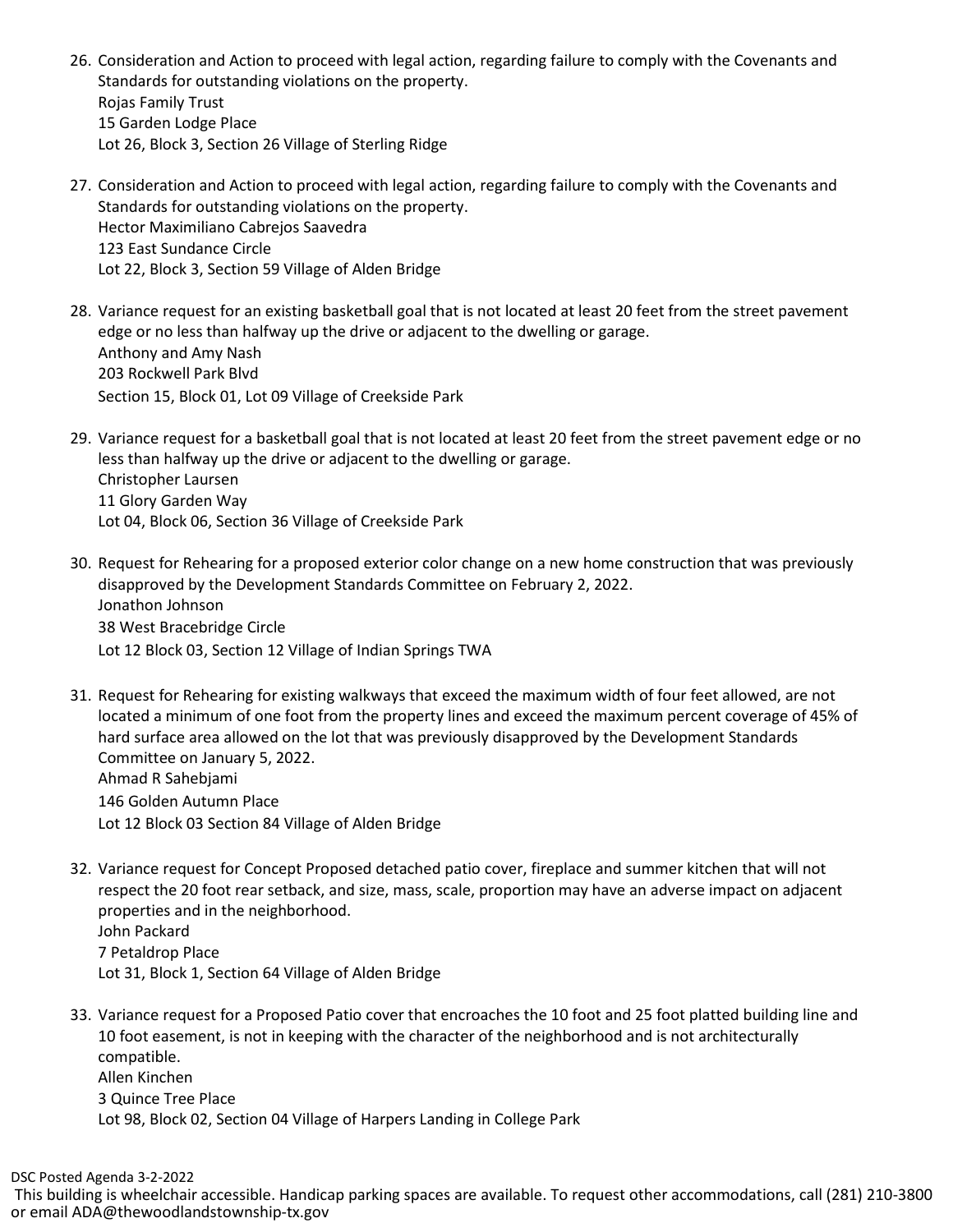26. Consideration and Action to proceed with legal action, regarding failure to comply with the Covenants and Standards for outstanding violations on the property.
    Rojas Family Trust
    15 Garden Lodge Place
    Lot 26, Block 3, Section 26 Village of Sterling Ridge

27. Consideration and Action to proceed with legal action, regarding failure to comply with the Covenants and Standards for outstanding violations on the property.
    Hector Maximiliano Cabrejos Saavedra
    123 East Sundance Circle
    Lot 22, Block 3, Section 59 Village of Alden Bridge

28. Variance request for an existing basketball goal that is not located at least 20 feet from the street pavement edge or no less than halfway up the drive or adjacent to the dwelling or garage.
    Anthony and Amy Nash
    203 Rockwell Park Blvd
    Section 15, Block 01, Lot 09 Village of Creekside Park

29. Variance request for a basketball goal that is not located at least 20 feet from the street pavement edge or no less than halfway up the drive or adjacent to the dwelling or garage.
    Christopher Laursen
    11 Glory Garden Way
    Lot 04, Block 06, Section 36 Village of Creekside Park

30. Request for Rehearing for a proposed exterior color change on a new home construction that was previously disapproved by the Development Standards Committee on February 2, 2022.
    Jonathon Johnson
    38 West Bracebridge Circle
    Lot 12 Block 03, Section 12 Village of Indian Springs TWA

31. Request for Rehearing for existing walkways that exceed the maximum width of four feet allowed, are not located a minimum of one foot from the property lines and exceed the maximum percent coverage of 45% of hard surface area allowed on the lot that was previously disapproved by the Development Standards Committee on January 5, 2022.
    Ahmad R Sahebjami
    146 Golden Autumn Place
    Lot 12 Block 03 Section 84 Village of Alden Bridge

32. Variance request for Concept Proposed detached patio cover, fireplace and summer kitchen that will not respect the 20 foot rear setback, and size, mass, scale, proportion may have an adverse impact on adjacent properties and in the neighborhood.
    John Packard
    7 Petaldrop Place
    Lot 31, Block 1, Section 64 Village of Alden Bridge

33. Variance request for a Proposed Patio cover that encroaches the 10 foot and 25 foot platted building line and 10 foot easement, is not in keeping with the character of the neighborhood and is not architecturally compatible.
    Allen Kinchen
    3 Quince Tree Place
    Lot 98, Block 02, Section 04 Village of Harpers Landing in College Park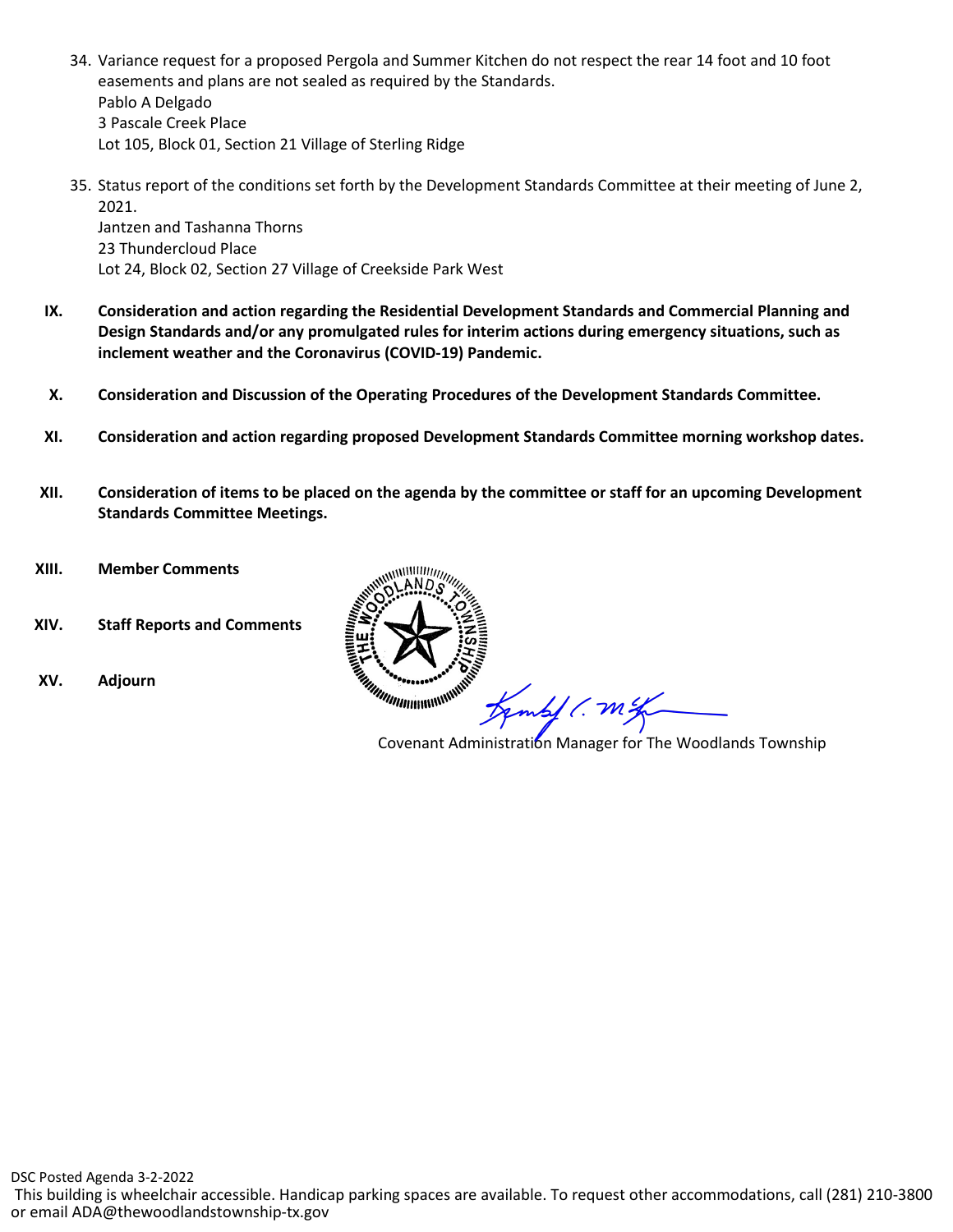34. Variance request for a proposed Pergola and Summer Kitchen do not respect the rear 14 foot and 10 foot easements and plans are not sealed as required by the Standards.
    Pablo A Delgado
    3 Pascale Creek Place
    Lot 105, Block 01, Section 21 Village of Sterling Ridge

35. Status report of the conditions set forth by the Development Standards Committee at their meeting of June 2, 2021.
    Jantzen and Tashanna Thorns
    23 Thundercloud Place
    Lot 24, Block 02, Section 27 Village of Creekside Park West

**IX. Consideration and action regarding the Residential Development Standards and Commercial Planning and Design Standards and/or any promulgated rules for interim actions during emergency situations, such as inclement weather and the Coronavirus (COVID-19) Pandemic.**

**X. Consideration and Discussion of the Operating Procedures of the Development Standards Committee.**

**XI. Consideration and action regarding proposed Development Standards Committee morning workshop dates.**

**XII. Consideration of items to be placed on the agenda by the committee or staff for an upcoming Development Standards Committee Meetings.**

**XIII. Member Comments**

**XIV. Staff Reports and Comments**

**XV. Adjourn**

THE WOODLANDS TOWNSHIP

Covenant Administration Manager for The Woodlands Township

DSC Posted Agenda 3-2-2022

This building is wheelchair accessible. Handicap parking spaces are available. To request other accommodations, call (281) 210-3800 or email ADA@thewoodlandstownship-tx.gov